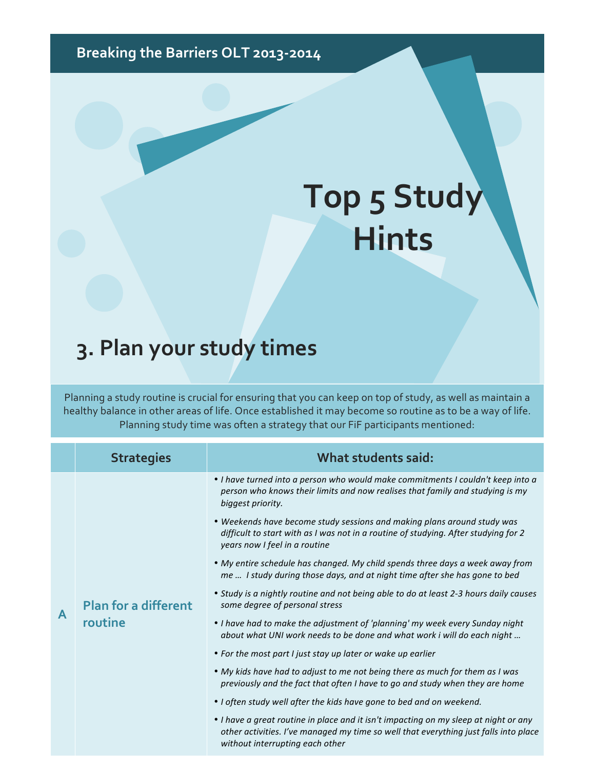Breaking the Barriers OLT 2013-2014

# Top 5 Study Hints

## 3. Plan your study times

Planning a study routine is crucial for ensuring that you can keep on top of study, as well as maintain a healthy balance in other areas of life. Once established it may become so routine as to be a way of life. Planning study time was often a strategy that our FiF participants mentioned:

| | Strategies | What students said: |
|---|---|---|
| A | Plan for a different routine | • *I have turned into a person who would make commitments I couldn't keep into a person who knows their limits and now realises that family and studying is my biggest priority.*<br>• *Weekends have become study sessions and making plans around study was difficult to start with as I was not in a routine of studying. After studying for 2 years now I feel in a routine*<br>• *My entire schedule has changed. My child spends three days a week away from me … I study during those days, and at night time after she has gone to bed*<br>• *Study is a nightly routine and not being able to do at least 2-3 hours daily causes some degree of personal stress*<br>• *I have had to make the adjustment of 'planning' my week every Sunday night about what UNI work needs to be done and what work i will do each night …*<br>• *For the most part I just stay up later or wake up earlier*<br>• *My kids have had to adjust to me not being there as much for them as I was previously and the fact that often I have to go and study when they are home*<br>• *I often study well after the kids have gone to bed and on weekend.*<br>• *I have a great routine in place and it isn't impacting on my sleep at night or any other activities. I've managed my time so well that everything just falls into place without interrupting each other* |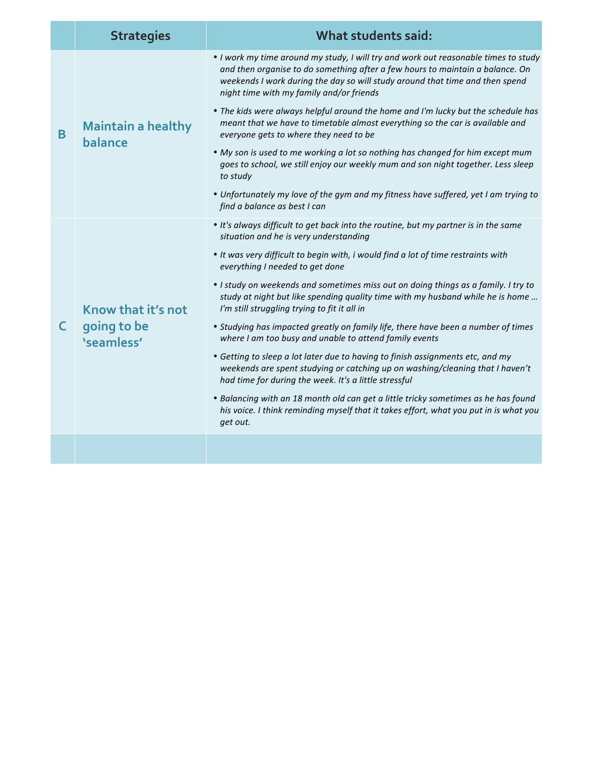| | Strategies | What students said: |
|---|---|---|
| B | **Maintain a healthy balance** | • *I work my time around my study, I will try and work out reasonable times to study and then organise to do something after a few hours to maintain a balance. On weekends I work during the day so will study around that time and then spend night time with my family and/or friends*<br>• *The kids were always helpful around the home and I'm lucky but the schedule has meant that we have to timetable almost everything so the car is available and everyone gets to where they need to be*<br>• *My son is used to me working a lot so nothing has changed for him except mum goes to school, we still enjoy our weekly mum and son night together. Less sleep to study*<br>• *Unfortunately my love of the gym and my fitness have suffered, yet I am trying to find a balance as best I can* |
| C | **Know that it's not going to be 'seamless'** | • *It's always difficult to get back into the routine, but my partner is in the same situation and he is very understanding*<br>• *It was very difficult to begin with, i would find a lot of time restraints with everything I needed to get done*<br>• *I study on weekends and sometimes miss out on doing things as a family. I try to study at night but like spending quality time with my husband while he is home … I'm still struggling trying to fit it all in*<br>• *Studying has impacted greatly on family life, there have been a number of times where I am too busy and unable to attend family events*<br>• *Getting to sleep a lot later due to having to finish assignments etc, and my weekends are spent studying or catching up on washing/cleaning that I haven't had time for during the week. It's a little stressful*<br>• *Balancing with an 18 month old can get a little tricky sometimes as he has found his voice. I think reminding myself that it takes effort, what you put in is what you get out.* |
| | | |